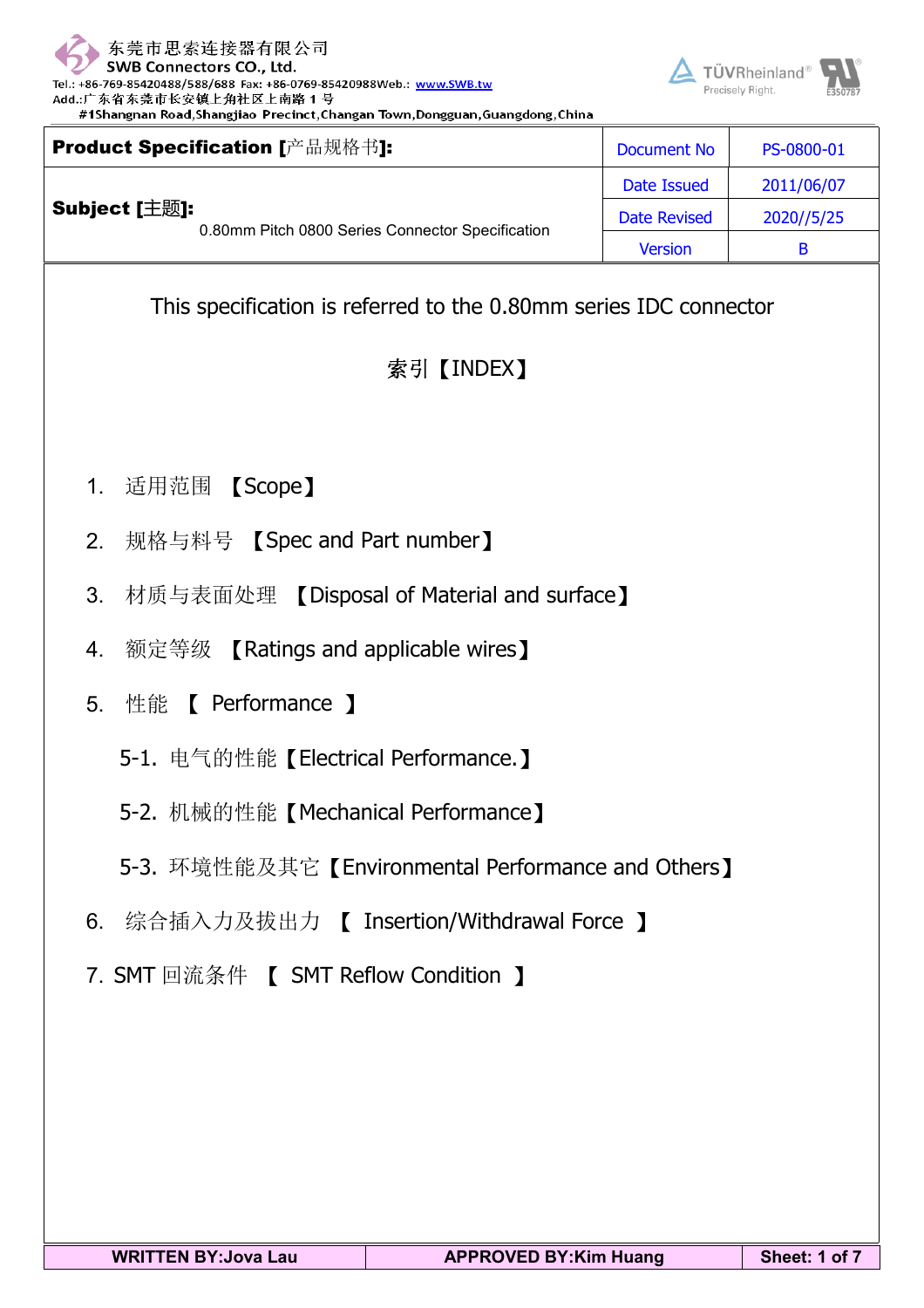东莞市思索连接器有限公司
SWB Connectors CO., Ltd.
Tel.: +86-769-85420488/588/688 Fax: +86-0769-85420988Web.: www.SWB.tw
Add.:广东省东莞市长安镇上角社区上南路 1 号
#1Shangnan Road,Shangjiao Precinct,Changan Town,Dongguan,Guangdong,China

| **Product Specification [产品规格书]:** | Document No | PS-0800-01 |
|---|---|---|
| **Subject [主题]:** 0.80mm Pitch 0800 Series Connector Specification | Date Issued | 2011/06/07 |
| | Date Revised | 2020//5/25 |
| | Version | B |

This specification is referred to the 0.80mm series IDC connector

## 索引【INDEX】

1. 适用范围 【Scope】
2. 规格与料号 【Spec and Part number】
3. 材质与表面处理 【Disposal of Material and surface】
4. 额定等级 【Ratings and applicable wires】
5. 性能 【 Performance 】
   - 5-1. 电气的性能【Electrical Performance.】
   - 5-2. 机械的性能【Mechanical Performance】
   - 5-3. 环境性能及其它【Environmental Performance and Others】
6. 综合插入力及拔出力 【 Insertion/Withdrawal Force 】
7. SMT 回流条件 【 SMT Reflow Condition 】

| WRITTEN BY:Jova Lau | APPROVED BY:Kim Huang |
|---|---|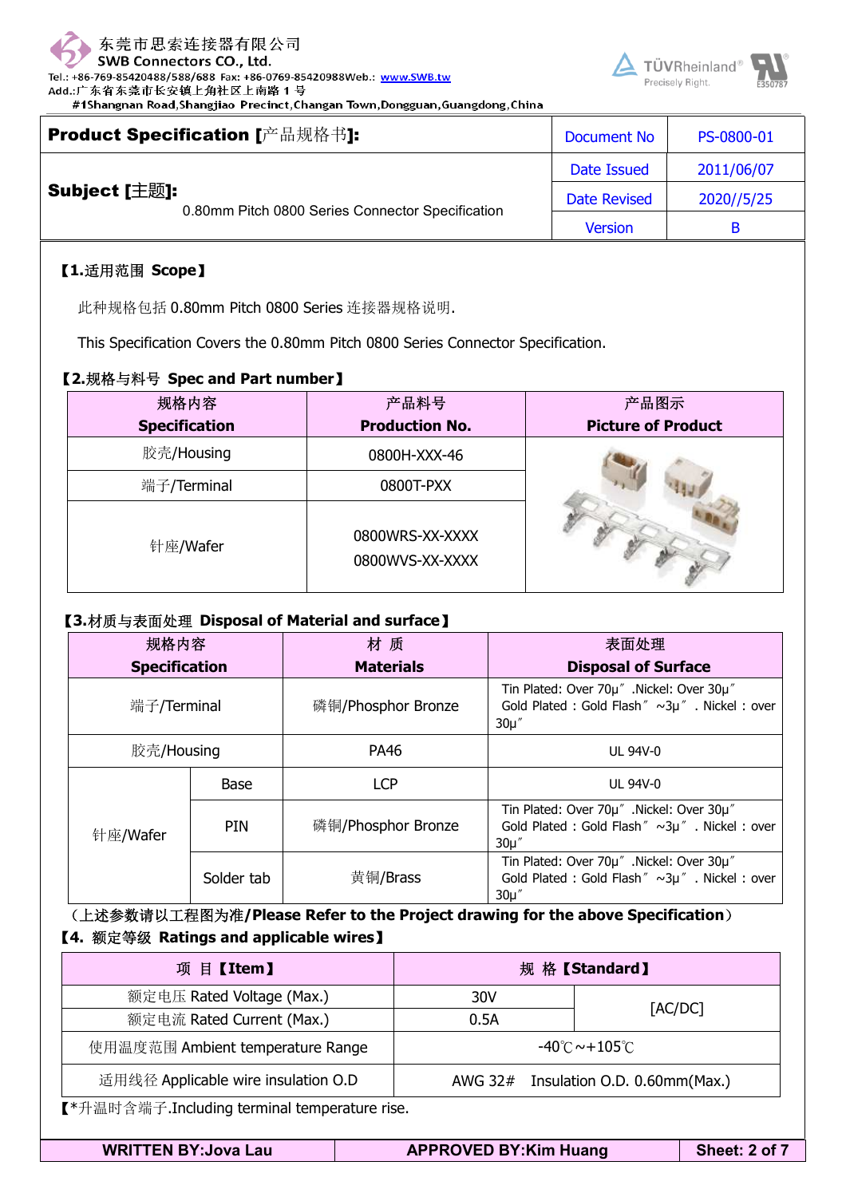东莞市思索连接器有限公司
SWB Connectors CO., Ltd.
Tel.: +86-769-85420488/588/688 Fax: +86-0769-85420988Web.: www.SWB.tw
Add.:广东省东莞市长安镇上角社区上南路 1 号
#1Shangnan Road,Shangjiao Precinct,Changan Town,Dongguan,Guangdong,China

| **Product Specification [产品规格书]:** | Document No | PS-0800-01 |
|---|---|---|
| **Subject [主题]:** 0.80mm Pitch 0800 Series Connector Specification | Date Issued | 2011/06/07 |
| | Date Revised | 2020//5/25 |
| | Version | B |

## 【1.适用范围 Scope】

此种规格包括 0.80mm Pitch 0800 Series 连接器规格说明.

This Specification Covers the 0.80mm Pitch 0800 Series Connector Specification.

## 【2.规格与料号 Spec and Part number】

| 规格内容 **Specification** | 产品料号 **Production No.** | 产品图示 **Picture of Product** |
|---|---|---|
| 胶壳/Housing | 0800H-XXX-46 | |
| 端子/Terminal | 0800T-PXX | |
| 针座/Wafer | 0800WRS-XX-XXXX<br>0800WVS-XX-XXXX | |

## 【3.材质与表面处理 Disposal of Material and surface】

| 规格内容 **Specification** | | 材 质 **Materials** | 表面处理 **Disposal of Surface** |
|---|---|---|---|
| 端子/Terminal | | 磷铜/Phosphor Bronze | Tin Plated: Over 70μ″ .Nickel: Over 30μ″ Gold Plated : Gold Flash″ ~3μ″ . Nickel : over 30μ″ |
| 胶壳/Housing | | PA46 | UL 94V-0 |
| 针座/Wafer | Base | LCP | UL 94V-0 |
| | PIN | 磷铜/Phosphor Bronze | Tin Plated: Over 70μ″ .Nickel: Over 30μ″ Gold Plated : Gold Flash″ ~3μ″ . Nickel : over 30μ″ |
| | Solder tab | 黄铜/Brass | Tin Plated: Over 70μ″ .Nickel: Over 30μ″ Gold Plated : Gold Flash″ ~3μ″ . Nickel : over 30μ″ |

(上述参数请以工程图为准/**Please Refer to the Project drawing for the above Specification**)

## 【4. 额定等级 Ratings and applicable wires】

| 项 目【Item】 | 规 格【Standard】 | |
|---|---|---|
| 额定电压 Rated Voltage (Max.) | 30V | [AC/DC] |
| 额定电流 Rated Current (Max.) | 0.5A | |
| 使用温度范围 Ambient temperature Range | -40℃~+105℃ | |
| 适用线径 Applicable wire insulation O.D | AWG 32# Insulation O.D. 0.60mm(Max.) | |

【*升温时含端子.Including terminal temperature rise.

| WRITTEN BY:Jova Lau | APPROVED BY:Kim Huang |
|---|---|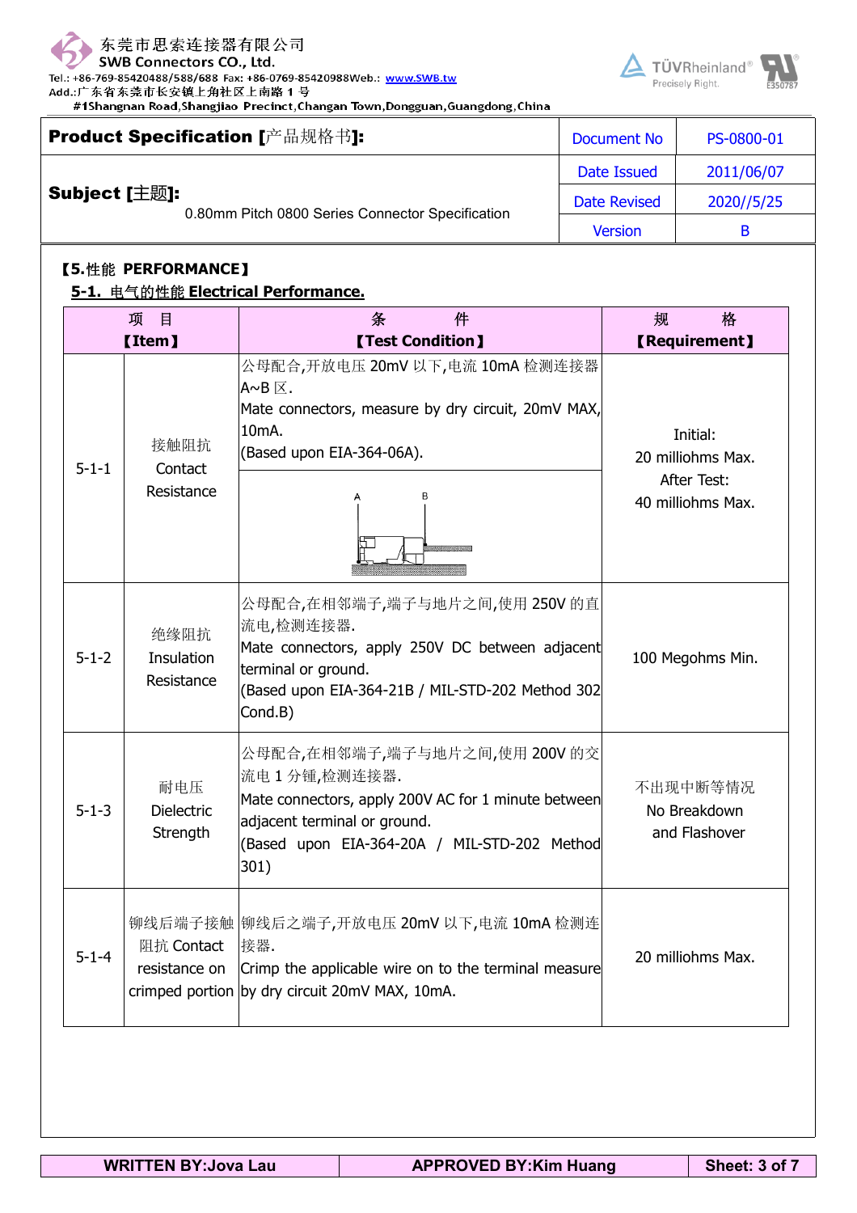**Product Specification [产品规格书]:**

**Subject [主题]:** 0.80mm Pitch 0800 Series Connector Specification

| Document No | PS-0800-01 |
| --- | --- |
| Date Issued | 2011/06/07 |
| Date Revised | 2020//5/25 |
| Version | B |

**【5.性能 PERFORMANCE】**

**5-1. 电气的性能 Electrical Performance.**

| 项 目【Item】 | | 条 件【Test Condition】 | 规 格【Requirement】 |
| --- | --- | --- | --- |
| 5-1-1 | 接触阻抗 Contact Resistance | 公母配合,开放电压 20mV 以下,电流 10mA 检测连接器 A~B 区. Mate connectors, measure by dry circuit, 20mV MAX, 10mA. (Based upon EIA-364-06A). | Initial: 20 milliohms Max. After Test: 40 milliohms Max. |
| 5-1-2 | 绝缘阻抗 Insulation Resistance | 公母配合,在相邻端子,端子与地片之间,使用 250V 的直流电,检测连接器. Mate connectors, apply 250V DC between adjacent terminal or ground. (Based upon EIA-364-21B / MIL-STD-202 Method 302 Cond.B) | 100 Megohms Min. |
| 5-1-3 | 耐电压 Dielectric Strength | 公母配合,在相邻端子,端子与地片之间,使用 200V 的交流电 1 分锺,检测连接器. Mate connectors, apply 200V AC for 1 minute between adjacent terminal or ground. (Based upon EIA-364-20A / MIL-STD-202 Method 301) | 不出现中断等情况 No Breakdown and Flashover |
| 5-1-4 | 铆线后端子接触阻抗 Contact resistance on crimped portion | 铆线后之端子,开放电压 20mV 以下,电流 10mA 检测连接器. Crimp the applicable wire on to the terminal measure by dry circuit 20mV MAX, 10mA. | 20 milliohms Max. |

WRITTEN BY:Jova Lau | APPROVED BY:Kim Huang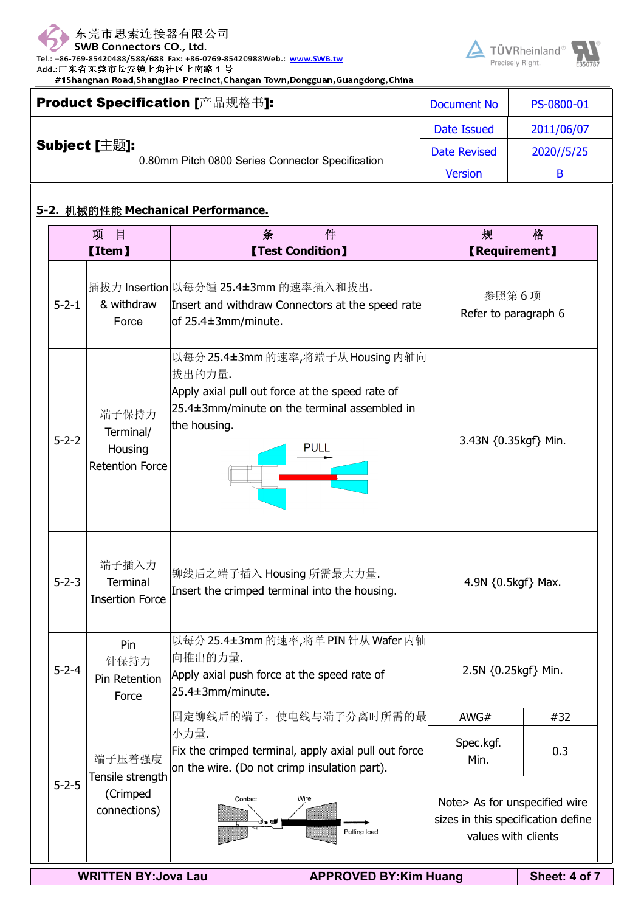东莞市思索连接器有限公司
SWB Connectors CO., Ltd.
Tel.: +86-769-85420488/588/688 Fax: +86-0769-85420988Web.: www.SWB.tw
Add.:广东省东莞市长安镇上角社区上南路 1 号
#1Shangnan Road,Shangjiao Precinct,Changan Town,Dongguan,Guangdong,China

| **Product Specification [产品规格书]:** | Document No | PS-0800-01 |
|---|---|---|
| **Subject [主题]:** 0.80mm Pitch 0800 Series Connector Specification | Date Issued | 2011/06/07 |
| | Date Revised | 2020//5/25 |
| | Version | B |

## 5-2. 机械的性能 Mechanical Performance.

| | 项 目 【Item】 | 条 件 【Test Condition】 | 规 格 【Requirement】 | |
|---|---|---|---|---|
| 5-2-1 | 插拔力 Insertion & withdraw Force | 以每分钟 25.4±3mm 的速率插入和拔出. Insert and withdraw Connectors at the speed rate of 25.4±3mm/minute. | 参照第 6 项 Refer to paragraph 6 | |
| 5-2-2 | 端子保持力 Terminal/ Housing Retention Force | 以每分 25.4±3mm 的速率,将端子从 Housing 内轴向拔出的力量. Apply axial pull out force at the speed rate of 25.4±3mm/minute on the terminal assembled in the housing. (PULL) | 3.43N {0.35kgf} Min. | |
| 5-2-3 | 端子插入力 Terminal Insertion Force | 铆线后之端子插入 Housing 所需最大力量. Insert the crimped terminal into the housing. | 4.9N {0.5kgf} Max. | |
| 5-2-4 | Pin 针保持力 Pin Retention Force | 以每分 25.4±3mm 的速率,将单 PIN 针从 Wafer 内轴向推出的力量. Apply axial push force at the speed rate of 25.4±3mm/minute. | 2.5N {0.25kgf} Min. | |
| 5-2-5 | 端子压着强度 Tensile strength (Crimped connections) | 固定铆线后的端子，使电线与端子分离时所需的最小力量. Fix the crimped terminal, apply axial pull out force on the wire. (Do not crimp insulation part). | AWG# | #32 |
| | | | Spec.kgf. Min. | 0.3 |
| | | (Contact / Wire / Pulling load) | Note> As for unspecified wire sizes in this specification define values with clients | |

WRITTEN BY:Jova Lau | APPROVED BY:Kim Huang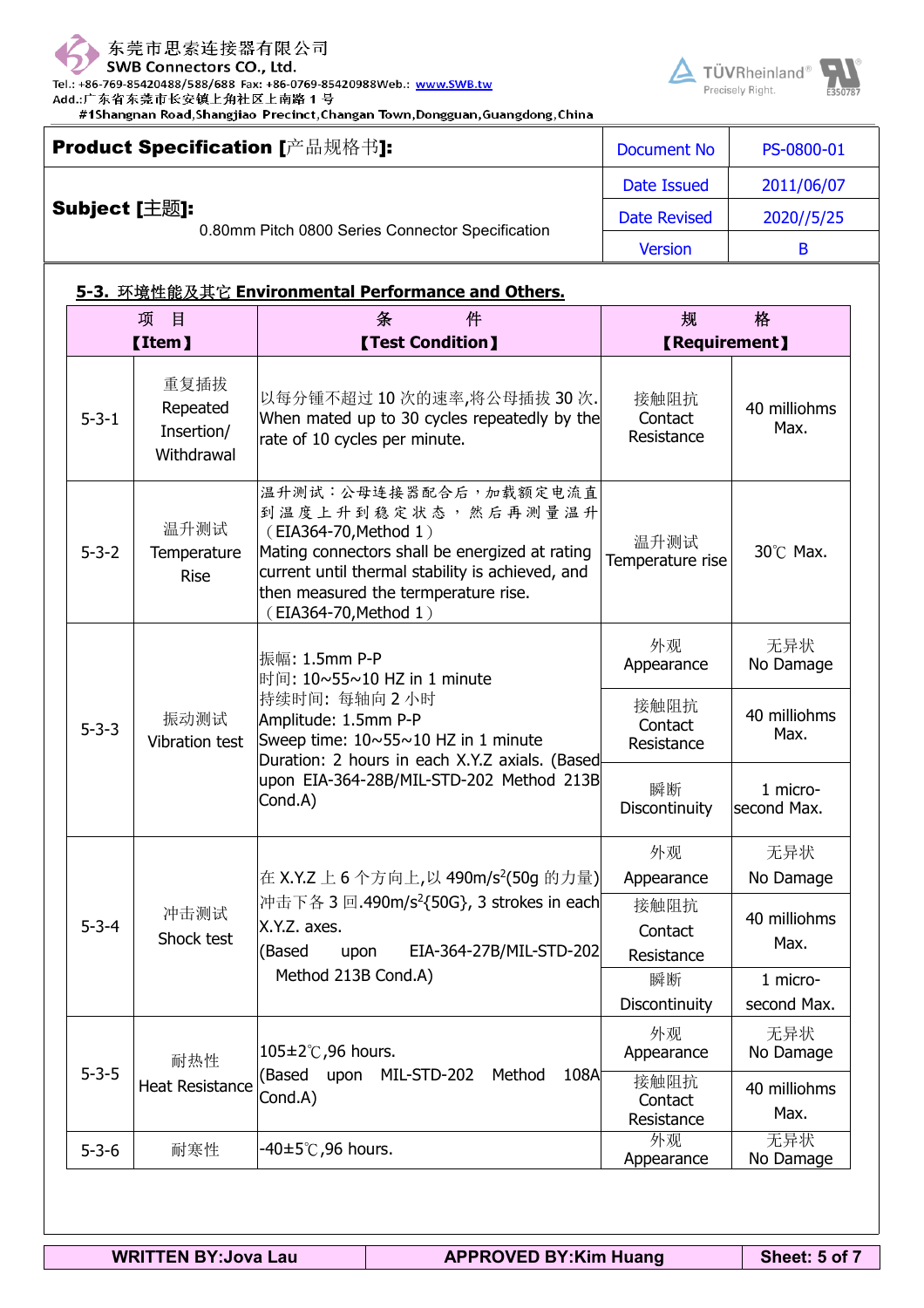东莞市思索连接器有限公司
SWB Connectors CO., Ltd.
Tel.: +86-769-85420488/588/688 Fax: +86-0769-85420988Web.: www.SWB.tw
Add.:广东省东莞市长安镇上角社区上南路 1 号
#1Shangnan Road,Shangjiao Precinct,Changan Town,Dongguan,Guangdong,China

| **Product Specification [产品规格书]:** | Document No | PS-0800-01 |
|---|---|---|
| **Subject [主题]:** 0.80mm Pitch 0800 Series Connector Specification | Date Issued | 2011/06/07 |
| | Date Revised | 2020//5/25 |
| | Version | B |

## 5-3. 环境性能及其它 Environmental Performance and Others.

| 项 目【Item】 | | 条 件【Test Condition】 | 规 格【Requirement】 | |
|---|---|---|---|---|
| 5-3-1 | 重复插拔 Repeated Insertion/ Withdrawal | 以每分钟不超过 10 次的速率,将公母插拔 30 次. When mated up to 30 cycles repeatedly by the rate of 10 cycles per minute. | 接触阻抗 Contact Resistance | 40 milliohms Max. |
| 5-3-2 | 温升测试 Temperature Rise | 温升测试：公母连接器配合后，加载额定电流直到温度上升到稳定状态，然后再测量温升（EIA364-70,Method 1）Mating connectors shall be energized at rating current until thermal stability is achieved, and then measured the termperature rise.（EIA364-70,Method 1） | 温升测试 Temperature rise | 30℃ Max. |
| 5-3-3 | 振动测试 Vibration test | 振幅: 1.5mm P-P 时间: 10~55~10 HZ in 1 minute 持续时间: 每轴向 2 小时 Amplitude: 1.5mm P-P Sweep time: 10~55~10 HZ in 1 minute Duration: 2 hours in each X.Y.Z axials. (Based upon EIA-364-28B/MIL-STD-202 Method 213B Cond.A) | 外观 Appearance | 无异状 No Damage |
| | | | 接触阻抗 Contact Resistance | 40 milliohms Max. |
| | | | 瞬断 Discontinuity | 1 micro-second Max. |
| 5-3-4 | 冲击测试 Shock test | 在 X.Y.Z 上 6 个方向上,以 490m/s²(50g 的力量)冲击下各 3 回.490m/s²{50G}, 3 strokes in each X.Y.Z. axes. (Based upon EIA-364-27B/MIL-STD-202 Method 213B Cond.A) | 外观 Appearance | 无异状 No Damage |
| | | | 接触阻抗 Contact Resistance | 40 milliohms Max. |
| | | | 瞬断 Discontinuity | 1 micro-second Max. |
| 5-3-5 | 耐热性 Heat Resistance | 105±2℃,96 hours. (Based upon MIL-STD-202 Method 108A Cond.A) | 外观 Appearance | 无异状 No Damage |
| | | | 接触阻抗 Contact Resistance | 40 milliohms Max. |
| 5-3-6 | 耐寒性 | -40±5℃,96 hours. | 外观 Appearance | 无异状 No Damage |

| WRITTEN BY:Jova Lau | APPROVED BY:Kim Huang |
|---|---|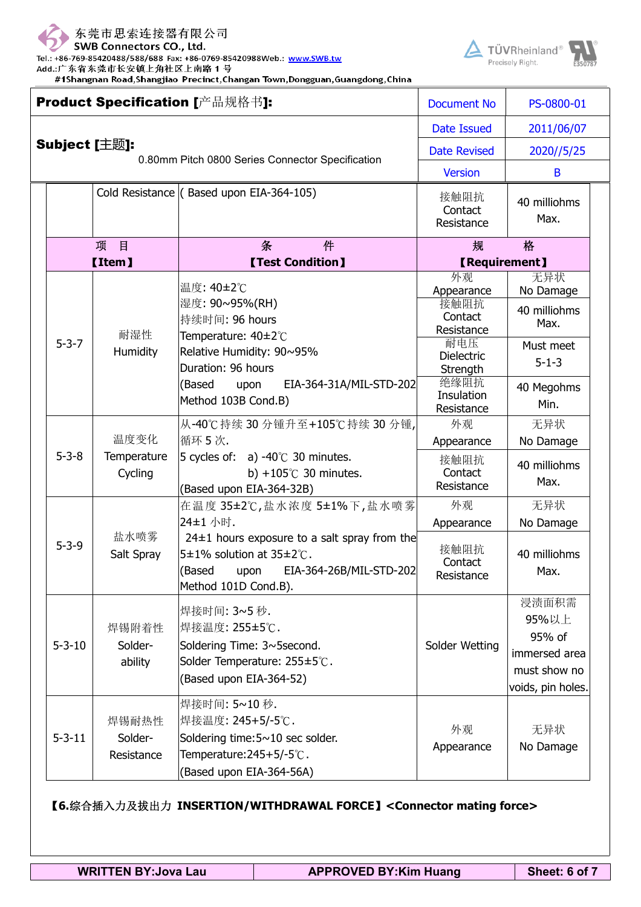**Product Specification [产品规格书]:**

| | |
|---|---|
| Document No | PS-0800-01 |
| Date Issued | 2011/06/07 |
| Date Revised | 2020//5/25 |
| Version | B |

**Subject [主题]:** 0.80mm Pitch 0800 Series Connector Specification

| | Cold Resistance | ( Based upon EIA-364-105) | 接触阻抗 Contact Resistance | 40 milliohms Max. |
|---|---|---|---|---|
| | 项 目 【Item】 | 条 件 【Test Condition】 | 规 格 【Requirement】 | |
| 5-3-7 | 耐湿性 Humidity | 温度: 40±2℃<br>湿度: 90~95%(RH)<br>持续时间: 96 hours<br>Temperature: 40±2℃<br>Relative Humidity: 90~95%<br>Duration: 96 hours<br>(Based upon EIA-364-31A/MIL-STD-202 Method 103B Cond.B) | 外观 Appearance | 无异状 No Damage |
| | | | 接触阻抗 Contact Resistance | 40 milliohms Max. |
| | | | 耐电压 Dielectric Strength | Must meet 5-1-3 |
| | | | 绝缘阻抗 Insulation Resistance | 40 Megohms Min. |
| 5-3-8 | 温度变化 Temperature Cycling | 从-40℃持续 30 分钟升至+105℃持续 30 分锺,循环 5 次.<br>5 cycles of: a) -40℃ 30 minutes.<br>b) +105℃ 30 minutes.<br>(Based upon EIA-364-32B) | 外观 Appearance | 无异状 No Damage |
| | | | 接触阻抗 Contact Resistance | 40 milliohms Max. |
| 5-3-9 | 盐水喷雾 Salt Spray | 在温度 35±2℃,盐水浓度 5±1%下,盐水喷雾 24±1 小时.<br>24±1 hours exposure to a salt spray from the 5±1% solution at 35±2℃.<br>(Based upon EIA-364-26B/MIL-STD-202 Method 101D Cond.B). | 外观 Appearance | 无异状 No Damage |
| | | | 接触阻抗 Contact Resistance | 40 milliohms Max. |
| 5-3-10 | 焊锡附着性 Solder-ability | 焊接时间: 3~5 秒.<br>焊接温度: 255±5℃.<br>Soldering Time: 3~5second.<br>Solder Temperature: 255±5℃.<br>(Based upon EIA-364-52) | Solder Wetting | 浸渍面积需 95%以上<br>95% of immersed area must show no voids, pin holes. |
| 5-3-11 | 焊锡耐热性 Solder-Resistance | 焊接时间: 5~10 秒.<br>焊接温度: 245+5/-5℃.<br>Soldering time:5~10 sec solder.<br>Temperature:245+5/-5℃.<br>(Based upon EIA-364-56A) | 外观 Appearance | 无异状 No Damage |

**【6.综合插入力及拔出力 INSERTION/WITHDRAWAL FORCE】<Connector mating force>**

| WRITTEN BY:Jova Lau | APPROVED BY:Kim Huang |
|---|---|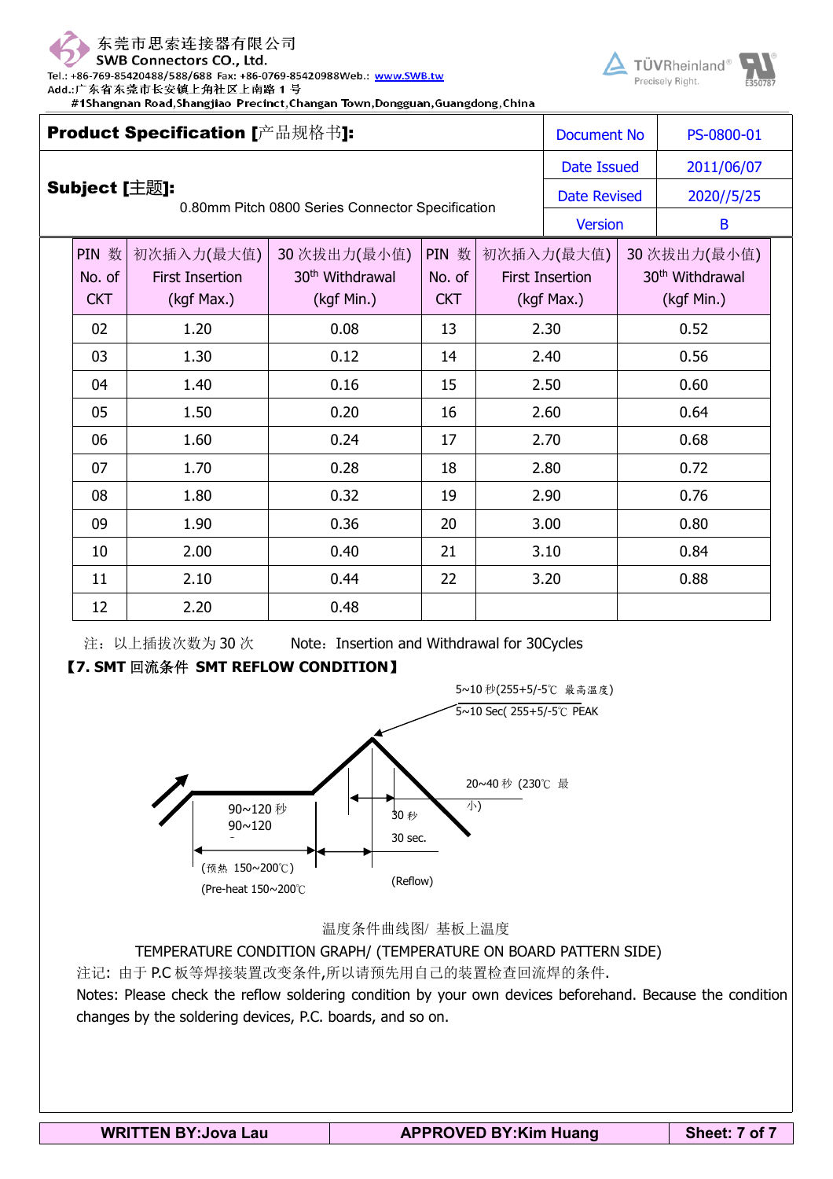东莞市思索连接器有限公司
SWB Connectors CO., Ltd.
Tel.: +86-769-85420488/588/688 Fax: +86-0769-85420988Web.: www.SWB.tw
Add.:广东省东莞市长安镇上角社区上南路 1 号
#1Shangnan Road,Shangjiao Precinct,Changan Town,Dongguan,Guangdong,China

| **Product Specification [产品规格书]:** | Document No | PS-0800-01 |
|---|---|---|
| **Subject [主题]:** 0.80mm Pitch 0800 Series Connector Specification | Date Issued | 2011/06/07 |
| | Date Revised | 2020//5/25 |
| | Version | B |

| PIN 数 No. of CKT | 初次插入力(最大值) First Insertion (kgf Max.) | 30 次拔出力(最小值) 30th Withdrawal (kgf Min.) | PIN 数 No. of CKT | 初次插入力(最大值) First Insertion (kgf Max.) | 30 次拔出力(最小值) 30th Withdrawal (kgf Min.) |
|---|---|---|---|---|---|
| 02 | 1.20 | 0.08 | 13 | 2.30 | 0.52 |
| 03 | 1.30 | 0.12 | 14 | 2.40 | 0.56 |
| 04 | 1.40 | 0.16 | 15 | 2.50 | 0.60 |
| 05 | 1.50 | 0.20 | 16 | 2.60 | 0.64 |
| 06 | 1.60 | 0.24 | 17 | 2.70 | 0.68 |
| 07 | 1.70 | 0.28 | 18 | 2.80 | 0.72 |
| 08 | 1.80 | 0.32 | 19 | 2.90 | 0.76 |
| 09 | 1.90 | 0.36 | 20 | 3.00 | 0.80 |
| 10 | 2.00 | 0.40 | 21 | 3.10 | 0.84 |
| 11 | 2.10 | 0.44 | 22 | 3.20 | 0.88 |
| 12 | 2.20 | 0.48 | | | |

注：以上插拔次数为 30 次　　Note：Insertion and Withdrawal for 30Cycles

**【7. SMT 回流条件 SMT REFLOW CONDITION】**

5~10 秒(255+5/-5℃ 最高温度)
5~10 Sec( 255+5/-5℃ PEAK
20~40 秒 (230℃ 最小)
90~120 秒
90~120
30 秒
30 sec.
(预热 150~200℃)
(Pre-heat 150~200℃
(Reflow)

温度条件曲线图/ 基板上温度

TEMPERATURE CONDITION GRAPH/ (TEMPERATURE ON BOARD PATTERN SIDE)

注记：由于 P.C 板等焊接装置改变条件,所以请预先用自己的装置检查回流焊的条件.

Notes: Please check the reflow soldering condition by your own devices beforehand. Because the condition changes by the soldering devices, P.C. boards, and so on.

| **WRITTEN BY:Jova Lau** | **APPROVED BY:Kim Huang** | **Sheet: 7 of 7** |
|---|---|---|